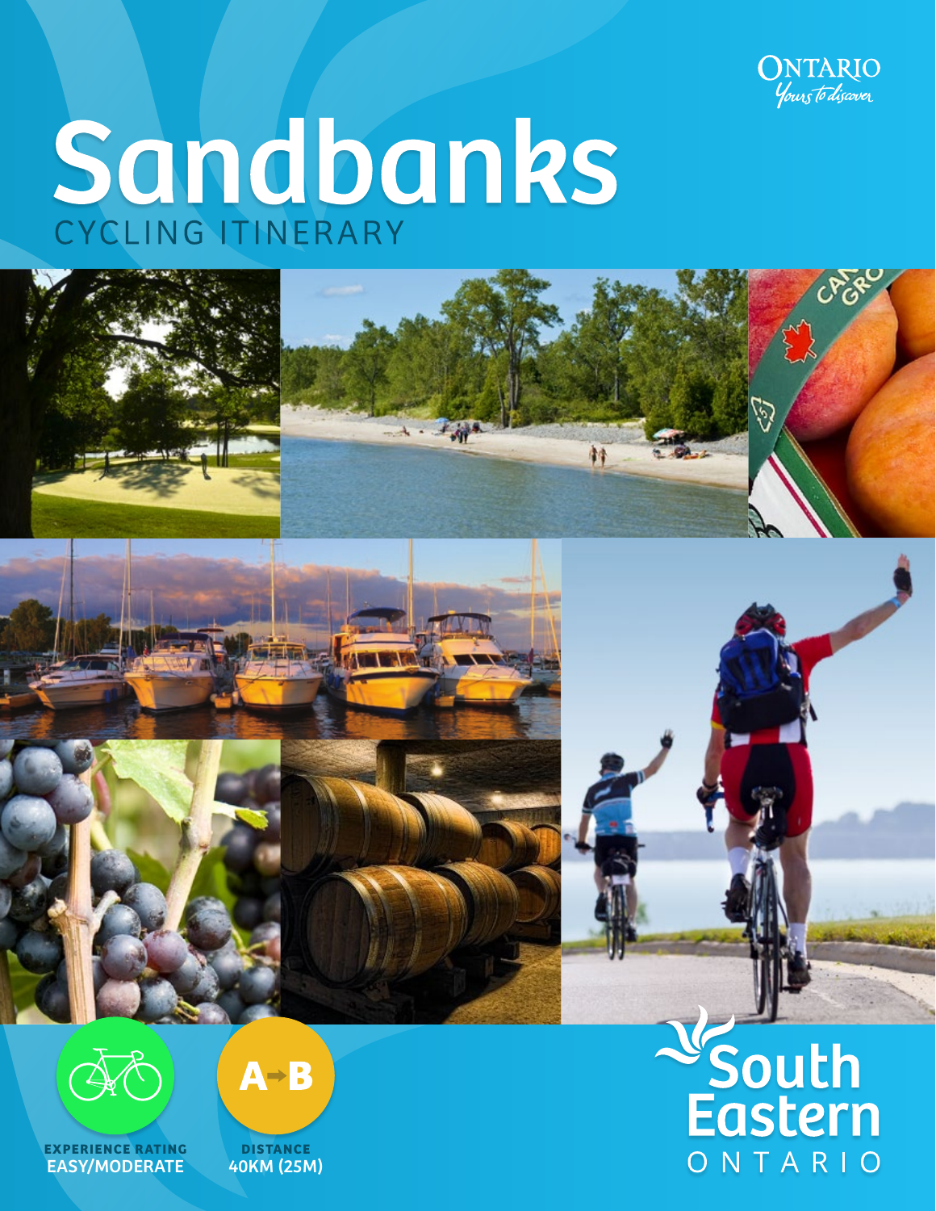ONTARIO
*Yours to discover*

# Sandbanks

## CYCLING ITINERARY

**EXPERIENCE RATING**
**EASY/MODERATE**

**DISTANCE**
**40KM (25M)**

South Eastern
ONTARIO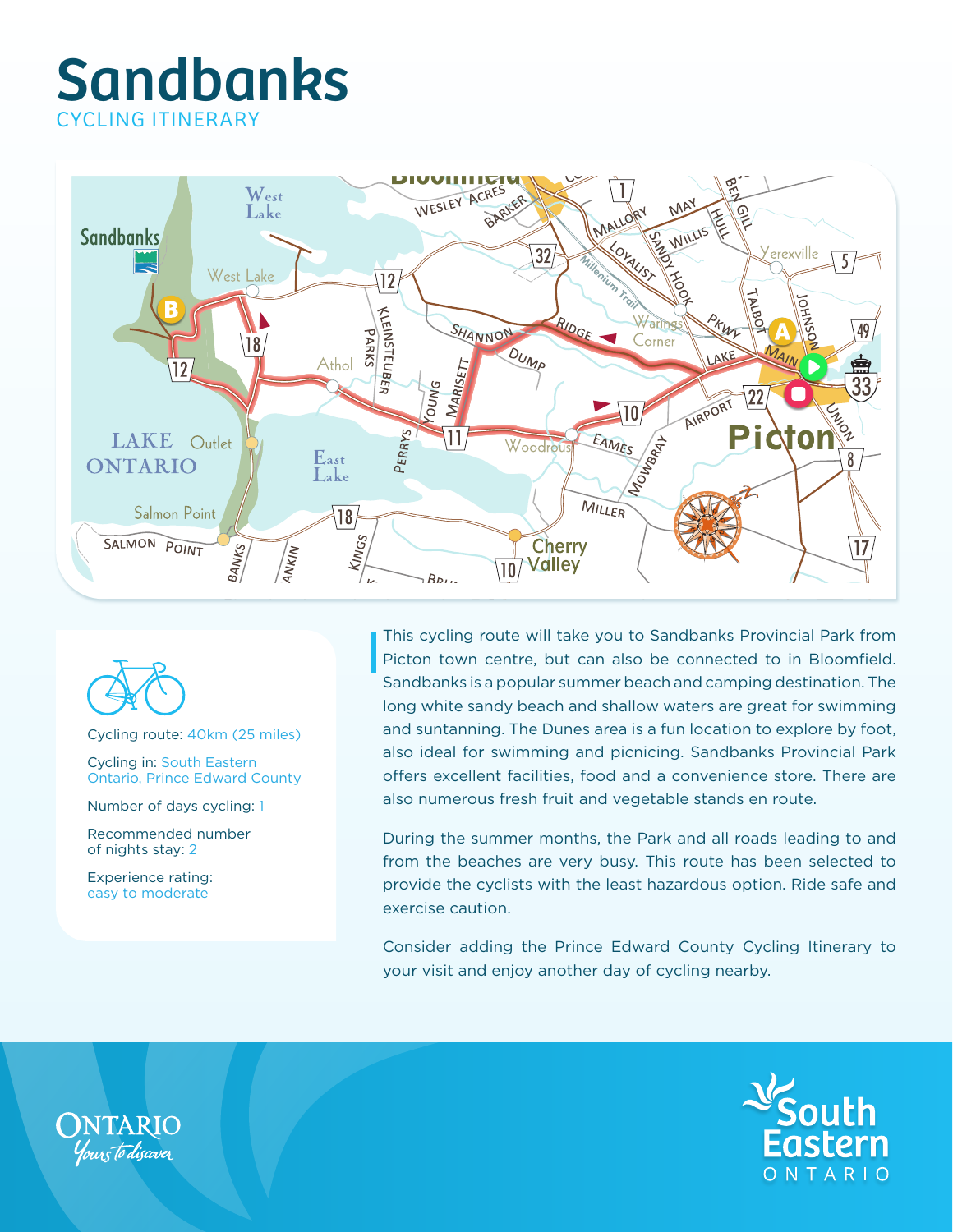# Sandbanks

## CYCLING ITINERARY

Cycling route: 40km (25 miles)

Cycling in: South Eastern Ontario, Prince Edward County

Number of days cycling: 1

Recommended number of nights stay: 2

Experience rating: easy to moderate

This cycling route will take you to Sandbanks Provincial Park from Picton town centre, but can also be connected to in Bloomfield. Sandbanks is a popular summer beach and camping destination. The long white sandy beach and shallow waters are great for swimming and suntanning. The Dunes area is a fun location to explore by foot, also ideal for swimming and picnicing. Sandbanks Provincial Park offers excellent facilities, food and a convenience store. There are also numerous fresh fruit and vegetable stands en route.

During the summer months, the Park and all roads leading to and from the beaches are very busy. This route has been selected to provide the cyclists with the least hazardous option. Ride safe and exercise caution.

Consider adding the Prince Edward County Cycling Itinerary to your visit and enjoy another day of cycling nearby.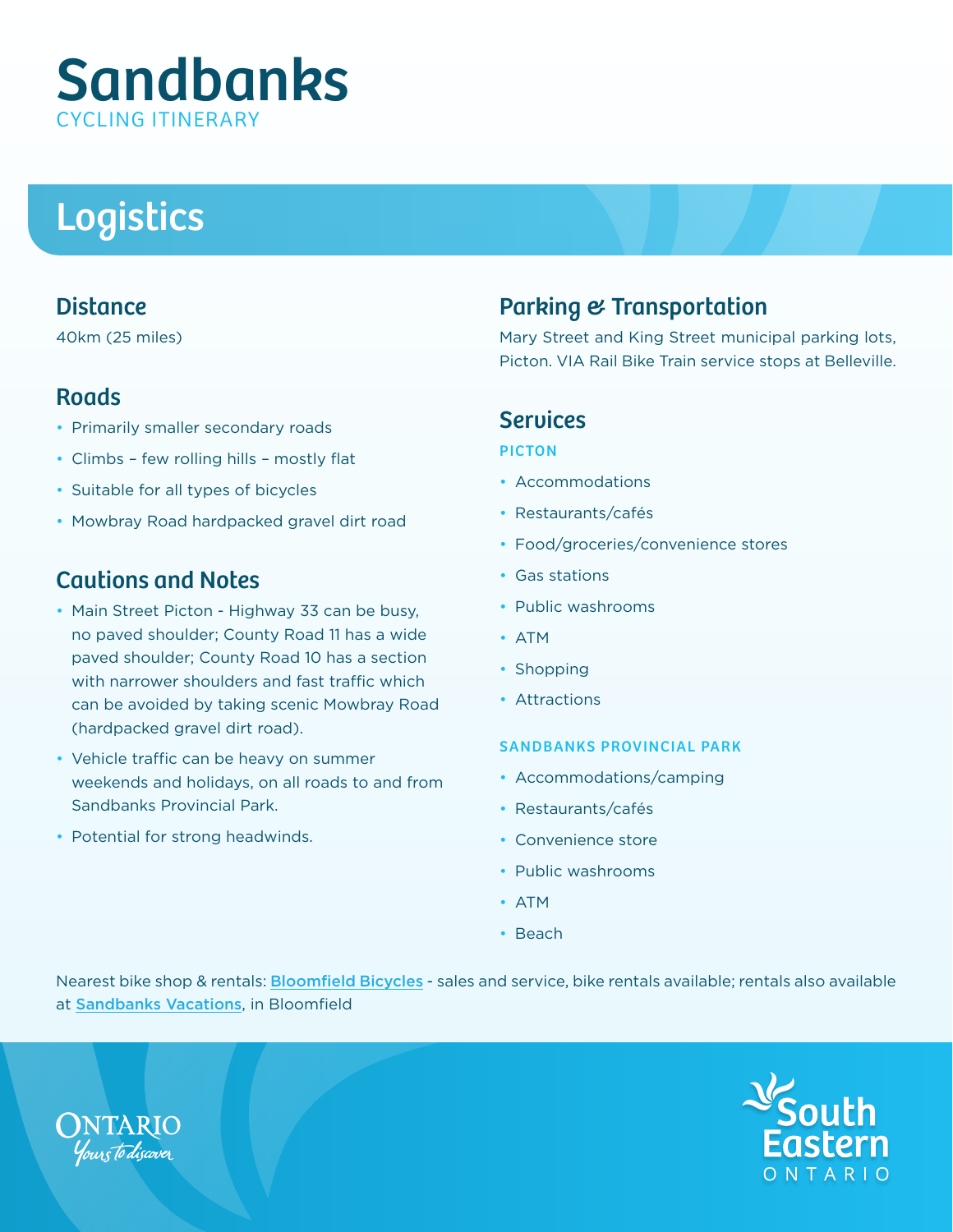# Sandbanks

CYCLING ITINERARY

## Logistics

### Distance

40km (25 miles)

### Roads

- Primarily smaller secondary roads
- Climbs – few rolling hills – mostly flat
- Suitable for all types of bicycles
- Mowbray Road hardpacked gravel dirt road

### Cautions and Notes

- Main Street Picton - Highway 33 can be busy, no paved shoulder; County Road 11 has a wide paved shoulder; County Road 10 has a section with narrower shoulders and fast traffic which can be avoided by taking scenic Mowbray Road (hardpacked gravel dirt road).
- Vehicle traffic can be heavy on summer weekends and holidays, on all roads to and from Sandbanks Provincial Park.
- Potential for strong headwinds.

### Parking & Transportation

Mary Street and King Street municipal parking lots, Picton. VIA Rail Bike Train service stops at Belleville.

### Services

**PICTON**

- Accommodations
- Restaurants/cafés
- Food/groceries/convenience stores
- Gas stations
- Public washrooms
- ATM
- Shopping
- Attractions

**SANDBANKS PROVINCIAL PARK**

- Accommodations/camping
- Restaurants/cafés
- Convenience store
- Public washrooms
- ATM
- Beach

Nearest bike shop & rentals: Bloomfield Bicycles - sales and service, bike rentals available; rentals also available at Sandbanks Vacations, in Bloomfield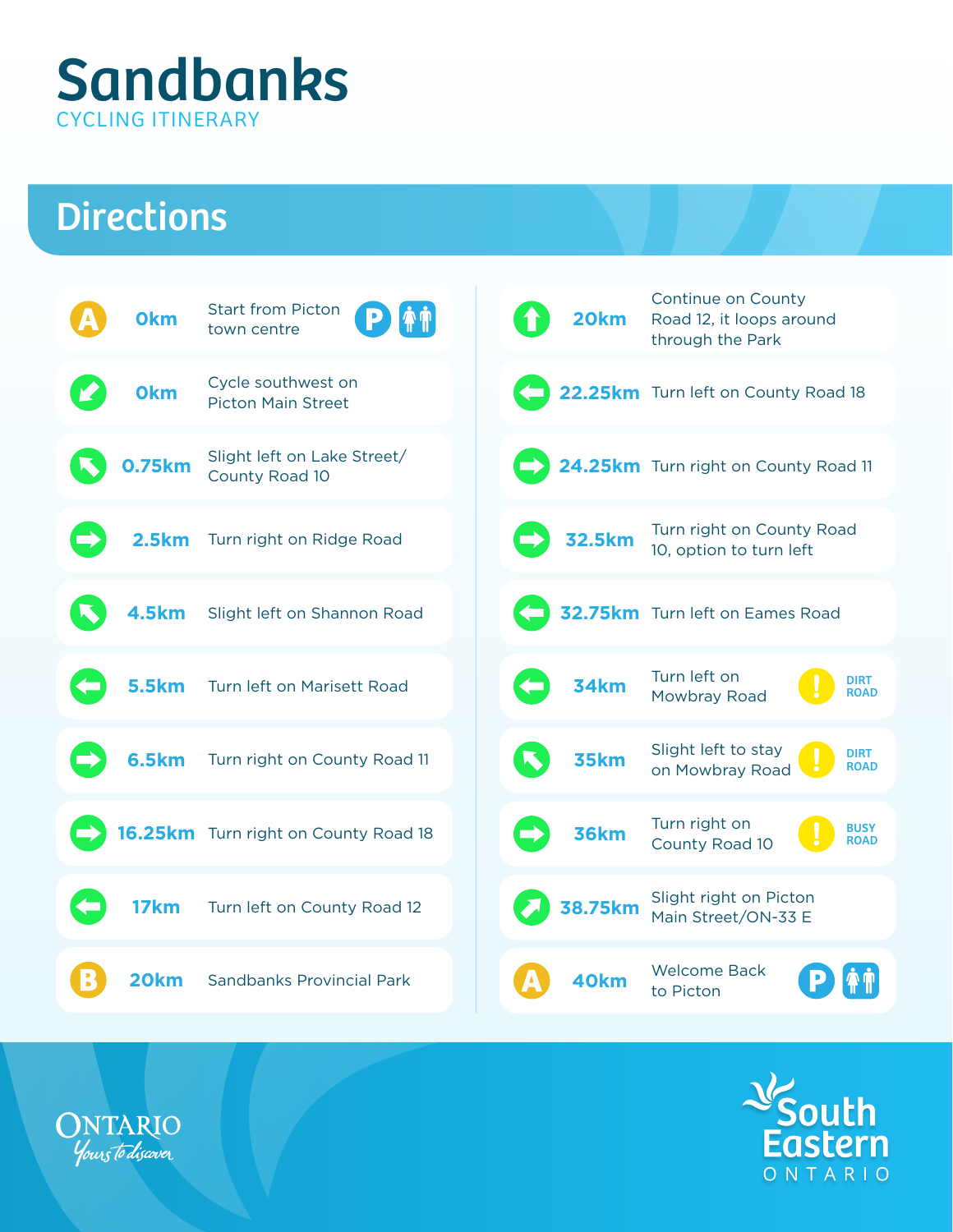# Sandbanks

CYCLING ITINERARY

## Directions

| Distance | Direction |
|---|---|
| 0km | A — Start from Picton town centre (Parking, Washrooms) |
| 0km | Cycle southwest on Picton Main Street |
| 0.75km | Slight left on Lake Street/ County Road 10 |
| 2.5km | Turn right on Ridge Road |
| 4.5km | Slight left on Shannon Road |
| 5.5km | Turn left on Marisett Road |
| 6.5km | Turn right on County Road 11 |
| 16.25km | Turn right on County Road 18 |
| 17km | Turn left on County Road 12 |
| 20km | B — Sandbanks Provincial Park |
| 20km | Continue on County Road 12, it loops around through the Park |
| 22.25km | Turn left on County Road 18 |
| 24.25km | Turn right on County Road 11 |
| 32.5km | Turn right on County Road 10, option to turn left |
| 32.75km | Turn left on Eames Road |
| 34km | Turn left on Mowbray Road — DIRT ROAD |
| 35km | Slight left to stay on Mowbray Road — DIRT ROAD |
| 36km | Turn right on County Road 10 — BUSY ROAD |
| 38.75km | Slight right on Picton Main Street/ON-33 E |
| 40km | A — Welcome Back to Picton (Parking, Washrooms) |

ONTARIO *Yours to discover*

South Eastern ONTARIO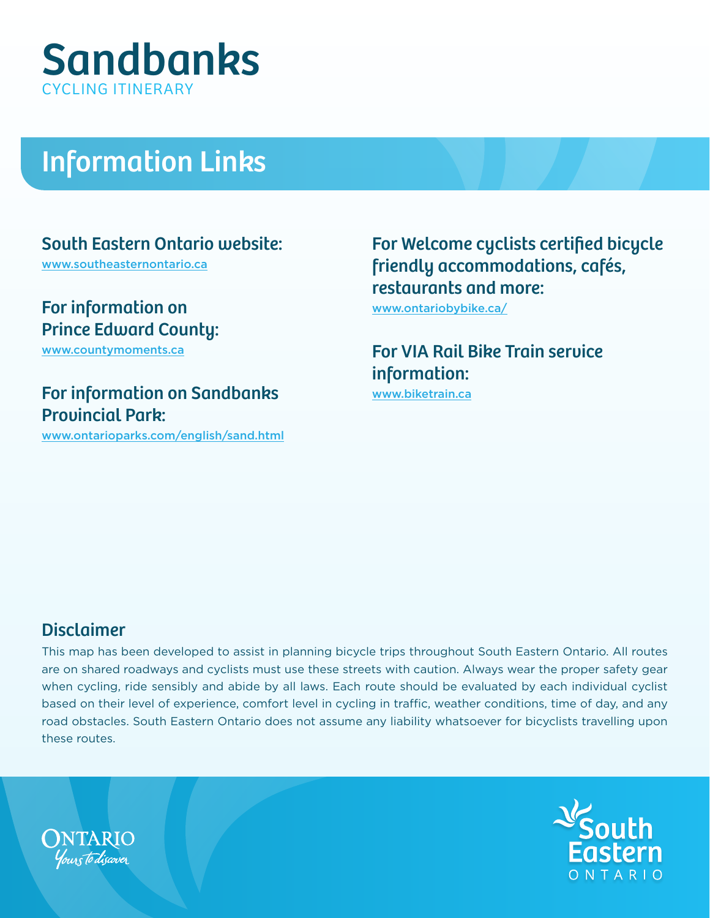# Sandbanks

CYCLING ITINERARY

## Information Links

### South Eastern Ontario website:

www.southeasternontario.ca

### For information on Prince Edward County:

www.countymoments.ca

### For information on Sandbanks Provincial Park:

www.ontarioparks.com/english/sand.html

### For Welcome cyclists certified bicycle friendly accommodations, cafés, restaurants and more:

www.ontariobybike.ca/

### For VIA Rail Bike Train service information:

www.biketrain.ca

### Disclaimer

This map has been developed to assist in planning bicycle trips throughout South Eastern Ontario. All routes are on shared roadways and cyclists must use these streets with caution. Always wear the proper safety gear when cycling, ride sensibly and abide by all laws. Each route should be evaluated by each individual cyclist based on their level of experience, comfort level in cycling in traffic, weather conditions, time of day, and any road obstacles. South Eastern Ontario does not assume any liability whatsoever for bicyclists travelling upon these routes.

ONTARIO
Yours to discover

South Eastern
ONTARIO